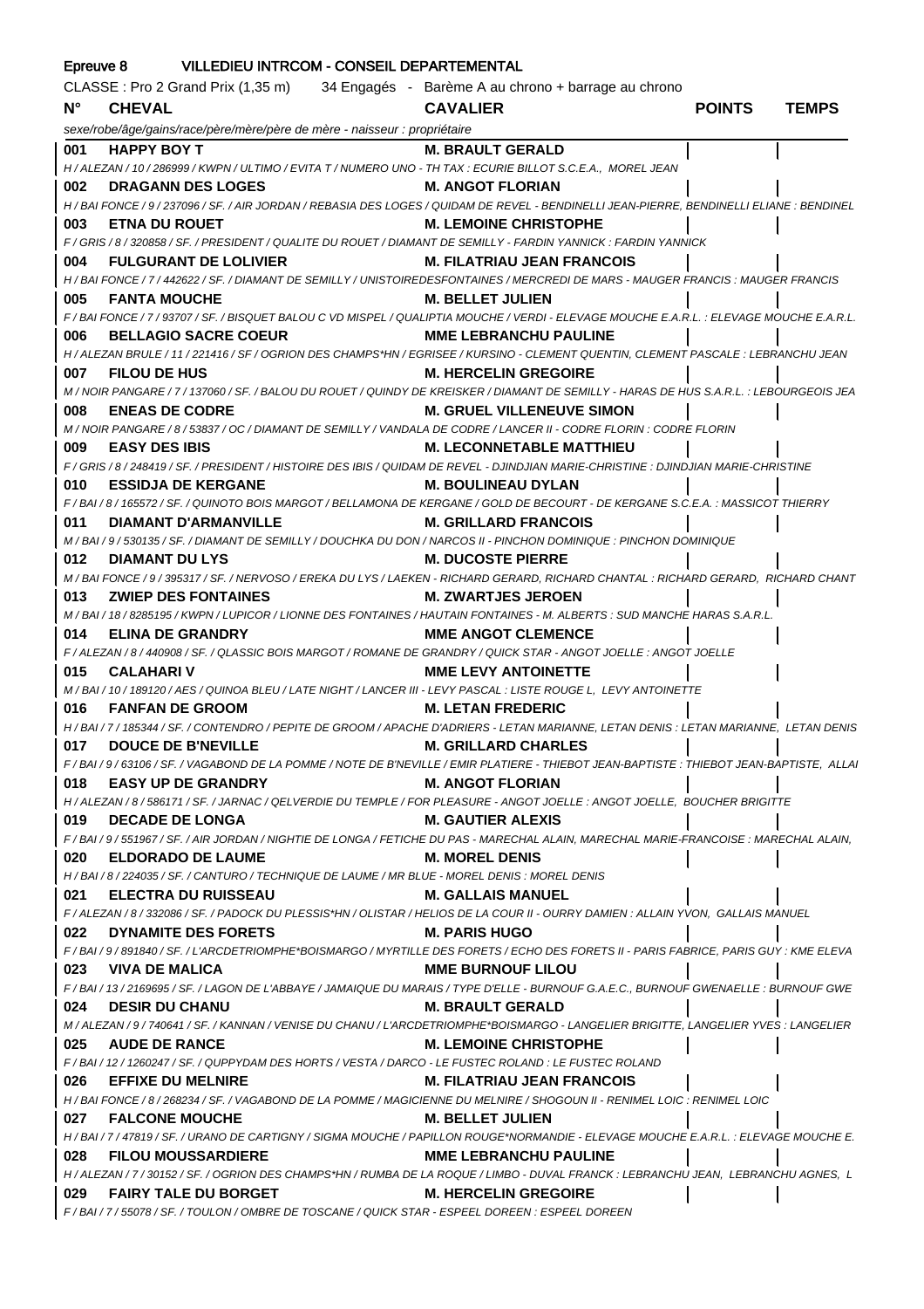Epreuve 8 VILLEDIEU INTRCOM - CONSEIL DEPARTEMENTAL

CLASSE : Pro 2 Grand Prix (1,35 m) 34 Engagés - Barème A au chrono + barrage au chrono

| N° | CHEVAL | CAVALIER | POINTS | TEMPS |
|---|---|---|---|---|
| | *sexe/robe/âge/gains/race/père/mère/père de mère - naisseur : propriétaire* | | | |
| 001 | **HAPPY BOY T** | **M. BRAULT GERALD** | | |
| | *H / ALEZAN / 10 / 286999 / KWPN / ULTIMO / EVITA T / NUMERO UNO - TH TAX : ECURIE BILLOT S.C.E.A., MOREL JEAN* | | | |
| 002 | **DRAGANN DES LOGES** | **M. ANGOT FLORIAN** | | |
| | *H / BAI FONCE / 9 / 237096 / SF. / AIR JORDAN / REBASIA DES LOGES / QUIDAM DE REVEL - BENDINELLI JEAN-PIERRE, BENDINELLI ELIANE : BENDINEL* | | | |
| 003 | **ETNA DU ROUET** | **M. LEMOINE CHRISTOPHE** | | |
| | *F / GRIS / 8 / 320858 / SF. / PRESIDENT / QUALITE DU ROUET / DIAMANT DE SEMILLY - FARDIN YANNICK : FARDIN YANNICK* | | | |
| 004 | **FULGURANT DE LOLIVIER** | **M. FILATRIAU JEAN FRANCOIS** | | |
| | *H / BAI FONCE / 7 / 442622 / SF. / DIAMANT DE SEMILLY / UNISTOIREDESFONTAINES / MERCREDI DE MARS - MAUGER FRANCIS : MAUGER FRANCIS* | | | |
| 005 | **FANTA MOUCHE** | **M. BELLET JULIEN** | | |
| | *F / BAI FONCE / 7 / 93707 / SF. / BISQUET BALOU C VD MISPEL / QUALIPTIA MOUCHE / VERDI - ELEVAGE MOUCHE E.A.R.L. : ELEVAGE MOUCHE E.A.R.L.* | | | |
| 006 | **BELLAGIO SACRE COEUR** | **MME LEBRANCHU PAULINE** | | |
| | *H / ALEZAN BRULE / 11 / 221416 / SF / OGRION DES CHAMPS\*HN / EGRISEE / KURSINO - CLEMENT QUENTIN, CLEMENT PASCALE : LEBRANCHU JEAN* | | | |
| 007 | **FILOU DE HUS** | **M. HERCELIN GREGOIRE** | | |
| | *M / NOIR PANGARE / 7 / 137060 / SF. / BALOU DU ROUET / QUINDY DE KREISKER / DIAMANT DE SEMILLY - HARAS DE HUS S.A.R.L. : LEBOURGEOIS JEA* | | | |
| 008 | **ENEAS DE CODRE** | **M. GRUEL VILLENEUVE SIMON** | | |
| | *M / NOIR PANGARE / 8 / 53837 / OC / DIAMANT DE SEMILLY / VANDALA DE CODRE / LANCER II - CODRE FLORIN : CODRE FLORIN* | | | |
| 009 | **EASY DES IBIS** | **M. LECONNETABLE MATTHIEU** | | |
| | *F / GRIS / 8 / 248419 / SF. / PRESIDENT / HISTOIRE DES IBIS / QUIDAM DE REVEL - DJINDJIAN MARIE-CHRISTINE : DJINDJIAN MARIE-CHRISTINE* | | | |
| 010 | **ESSIDJA DE KERGANE** | **M. BOULINEAU DYLAN** | | |
| | *F / BAI / 8 / 165572 / SF. / QUINOTO BOIS MARGOT / BELLAMONA DE KERGANE / GOLD DE BECOURT - DE KERGANE S.C.E.A. : MASSICOT THIERRY* | | | |
| 011 | **DIAMANT D'ARMANVILLE** | **M. GRILLARD FRANCOIS** | | |
| | *M / BAI / 9 / 530135 / SF. / DIAMANT DE SEMILLY / DOUCHKA DU DON / NARCOS II - PINCHON DOMINIQUE : PINCHON DOMINIQUE* | | | |
| 012 | **DIAMANT DU LYS** | **M. DUCOSTE PIERRE** | | |
| | *M / BAI FONCE / 9 / 395317 / SF. / NERVOSO / EREKA DU LYS / LAEKEN - RICHARD GERARD, RICHARD CHANTAL : RICHARD GERARD, RICHARD CHANT* | | | |
| 013 | **ZWIEP DES FONTAINES** | **M. ZWARTJES JEROEN** | | |
| | *M / BAI / 18 / 8285195 / KWPN / LUPICOR / LIONNE DES FONTAINES / HAUTAIN FONTAINES - M. ALBERTS : SUD MANCHE HARAS S.A.R.L.* | | | |
| 014 | **ELINA DE GRANDRY** | **MME ANGOT CLEMENCE** | | |
| | *F / ALEZAN / 8 / 440908 / SF. / QLASSIC BOIS MARGOT / ROMANE DE GRANDRY / QUICK STAR - ANGOT JOELLE : ANGOT JOELLE* | | | |
| 015 | **CALAHARI V** | **MME LEVY ANTOINETTE** | | |
| | *M / BAI / 10 / 189120 / AES / QUINOA BLEU / LATE NIGHT / LANCER III - LEVY PASCAL : LISTE ROUGE L, LEVY ANTOINETTE* | | | |
| 016 | **FANFAN DE GROOM** | **M. LETAN FREDERIC** | | |
| | *H / BAI / 7 / 185344 / SF. / CONTENDRO / PEPITE DE GROOM / APACHE D'ADRIERS - LETAN MARIANNE, LETAN DENIS : LETAN MARIANNE, LETAN DENIS* | | | |
| 017 | **DOUCE DE B'NEVILLE** | **M. GRILLARD CHARLES** | | |
| | *F / BAI / 9 / 63106 / SF. / VAGABOND DE LA POMME / NOTE DE B'NEVILLE / EMIR PLATIERE - THIEBOT JEAN-BAPTISTE : THIEBOT JEAN-BAPTISTE, ALLAI* | | | |
| 018 | **EASY UP DE GRANDRY** | **M. ANGOT FLORIAN** | | |
| | *H / ALEZAN / 8 / 586171 / SF. / JARNAC / QELVERDIE DU TEMPLE / FOR PLEASURE - ANGOT JOELLE : ANGOT JOELLE, BOUCHER BRIGITTE* | | | |
| 019 | **DECADE DE LONGA** | **M. GAUTIER ALEXIS** | | |
| | *F / BAI / 9 / 551967 / SF. / AIR JORDAN / NIGHTIE DE LONGA / FETICHE DU PAS - MARECHAL ALAIN, MARECHAL MARIE-FRANCOISE : MARECHAL ALAIN,* | | | |
| 020 | **ELDORADO DE LAUME** | **M. MOREL DENIS** | | |
| | *H / BAI / 8 / 224035 / SF. / CANTURO / TECHNIQUE DE LAUME / MR BLUE - MOREL DENIS : MOREL DENIS* | | | |
| 021 | **ELECTRA DU RUISSEAU** | **M. GALLAIS MANUEL** | | |
| | *F / ALEZAN / 8 / 332086 / SF. / PADOCK DU PLESSIS\*HN / OLISTAR / HELIOS DE LA COUR II - OURRY DAMIEN : ALLAIN YVON, GALLAIS MANUEL* | | | |
| 022 | **DYNAMITE DES FORETS** | **M. PARIS HUGO** | | |
| | *F / BAI / 9 / 891840 / SF. / L'ARCDETRIOMPHE\*BOISMARGO / MYRTILLE DES FORETS / ECHO DES FORETS II - PARIS FABRICE, PARIS GUY : KME ELEVA* | | | |
| 023 | **VIVA DE MALICA** | **MME BURNOUF LILOU** | | |
| | *F / BAI / 13 / 2169695 / SF. / LAGON DE L'ABBAYE / JAMAIQUE DU MARAIS / TYPE D'ELLE - BURNOUF G.A.E.C., BURNOUF GWENAELLE : BURNOUF GWE* | | | |
| 024 | **DESIR DU CHANU** | **M. BRAULT GERALD** | | |
| | *M / ALEZAN / 9 / 740641 / SF. / KANNAN / VENISE DU CHANU / L'ARCDETRIOMPHE\*BOISMARGO - LANGELIER BRIGITTE, LANGELIER YVES : LANGELIER* | | | |
| 025 | **AUDE DE RANCE** | **M. LEMOINE CHRISTOPHE** | | |
| | *F / BAI / 12 / 1260247 / SF. / QUPPYDAM DES HORTS / VESTA / DARCO - LE FUSTEC ROLAND : LE FUSTEC ROLAND* | | | |
| 026 | **EFFIXE DU MELNIRE** | **M. FILATRIAU JEAN FRANCOIS** | | |
| | *H / BAI FONCE / 8 / 268234 / SF. / VAGABOND DE LA POMME / MAGICIENNE DU MELNIRE / SHOGOUN II - RENIMEL LOIC : RENIMEL LOIC* | | | |
| 027 | **FALCONE MOUCHE** | **M. BELLET JULIEN** | | |
| | *H / BAI / 7 / 47819 / SF. / URANO DE CARTIGNY / SIGMA MOUCHE / PAPILLON ROUGE\*NORMANDIE - ELEVAGE MOUCHE E.A.R.L. : ELEVAGE MOUCHE E.* | | | |
| 028 | **FILOU MOUSSARDIERE** | **MME LEBRANCHU PAULINE** | | |
| | *H / ALEZAN / 7 / 30152 / SF. / OGRION DES CHAMPS\*HN / RUMBA DE LA ROQUE / LIMBO - DUVAL FRANCK : LEBRANCHU JEAN, LEBRANCHU AGNES, L* | | | |
| 029 | **FAIRY TALE DU BORGET** | **M. HERCELIN GREGOIRE** | | |
| | *F / BAI / 7 / 55078 / SF. / TOULON / OMBRE DE TOSCANE / QUICK STAR - ESPEEL DOREEN : ESPEEL DOREEN* | | | |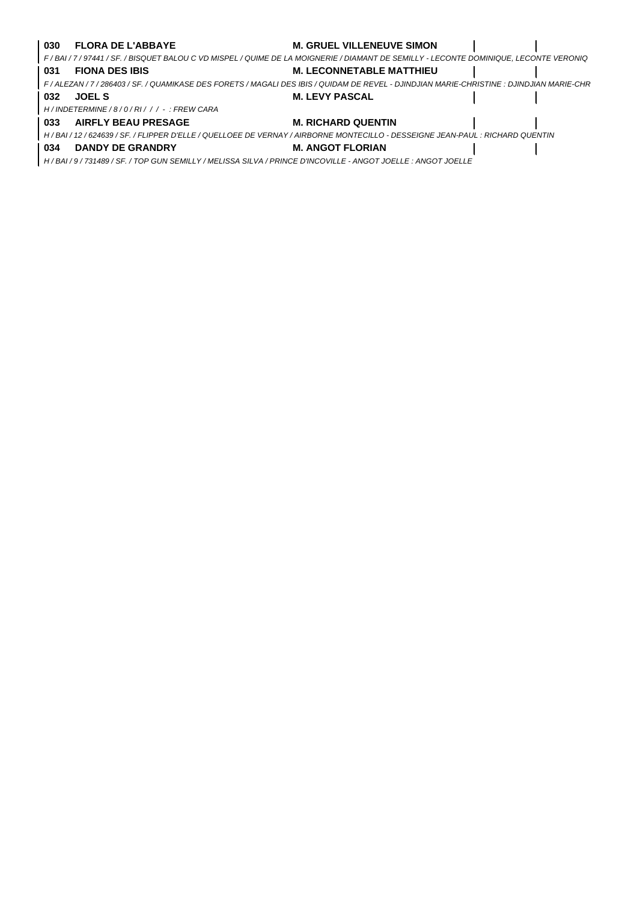**030 FLORA DE L'ABBAYE** **M. GRUEL VILLENEUVE SIMON**

*F / BAI / 7 / 97441 / SF. / BISQUET BALOU C VD MISPEL / QUIME DE LA MOIGNERIE / DIAMANT DE SEMILLY - LECONTE DOMINIQUE, LECONTE VERONIQ*

**031 FIONA DES IBIS** **M. LECONNETABLE MATTHIEU**

*F / ALEZAN / 7 / 286403 / SF. / QUAMIKASE DES FORETS / MAGALI DES IBIS / QUIDAM DE REVEL - DJINDJIAN MARIE-CHRISTINE : DJINDJIAN MARIE-CHR*

**032 JOEL S** **M. LEVY PASCAL**

*H / INDETERMINE / 8 / 0 / RI / / / - : FREW CARA*

**033 AIRFLY BEAU PRESAGE** **M. RICHARD QUENTIN**

*H / BAI / 12 / 624639 / SF. / FLIPPER D'ELLE / QUELLOEE DE VERNAY / AIRBORNE MONTECILLO - DESSEIGNE JEAN-PAUL : RICHARD QUENTIN*

**034 DANDY DE GRANDRY** **M. ANGOT FLORIAN**

*H / BAI / 9 / 731489 / SF. / TOP GUN SEMILLY / MELISSA SILVA / PRINCE D'INCOVILLE - ANGOT JOELLE : ANGOT JOELLE*